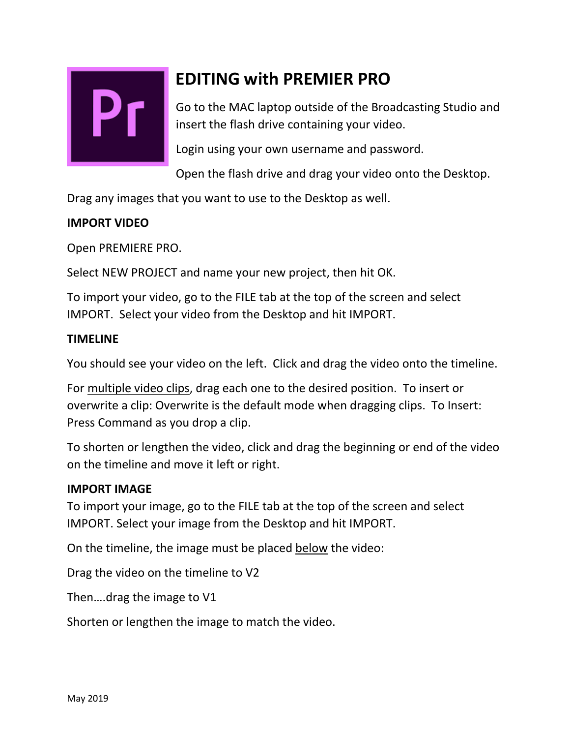# EDITING with PREMIER PRO

Go to the MAC laptop outside of the Broadcasting Studio and insert the flash drive containing your video.

Login using your own username and password.

Open the flash drive and drag your video onto the Desktop.

Drag any images that you want to use to the Desktop as well.

**IMPORT VIDEO**

Open PREMIERE PRO.

Select NEW PROJECT and name your new project, then hit OK.

To import your video, go to the FILE tab at the top of the screen and select IMPORT. Select your video from the Desktop and hit IMPORT.

**TIMELINE**

You should see your video on the left. Click and drag the video onto the timeline.

For <u>multiple video clips</u>, drag each one to the desired position. To insert or overwrite a clip: Overwrite is the default mode when dragging clips. To Insert: Press Command as you drop a clip.

To shorten or lengthen the video, click and drag the beginning or end of the video on the timeline and move it left or right.

**IMPORT IMAGE**

To import your image, go to the FILE tab at the top of the screen and select IMPORT. Select your image from the Desktop and hit IMPORT.

On the timeline, the image must be placed <u>below</u> the video:

Drag the video on the timeline to V2

Then….drag the image to V1

Shorten or lengthen the image to match the video.

May 2019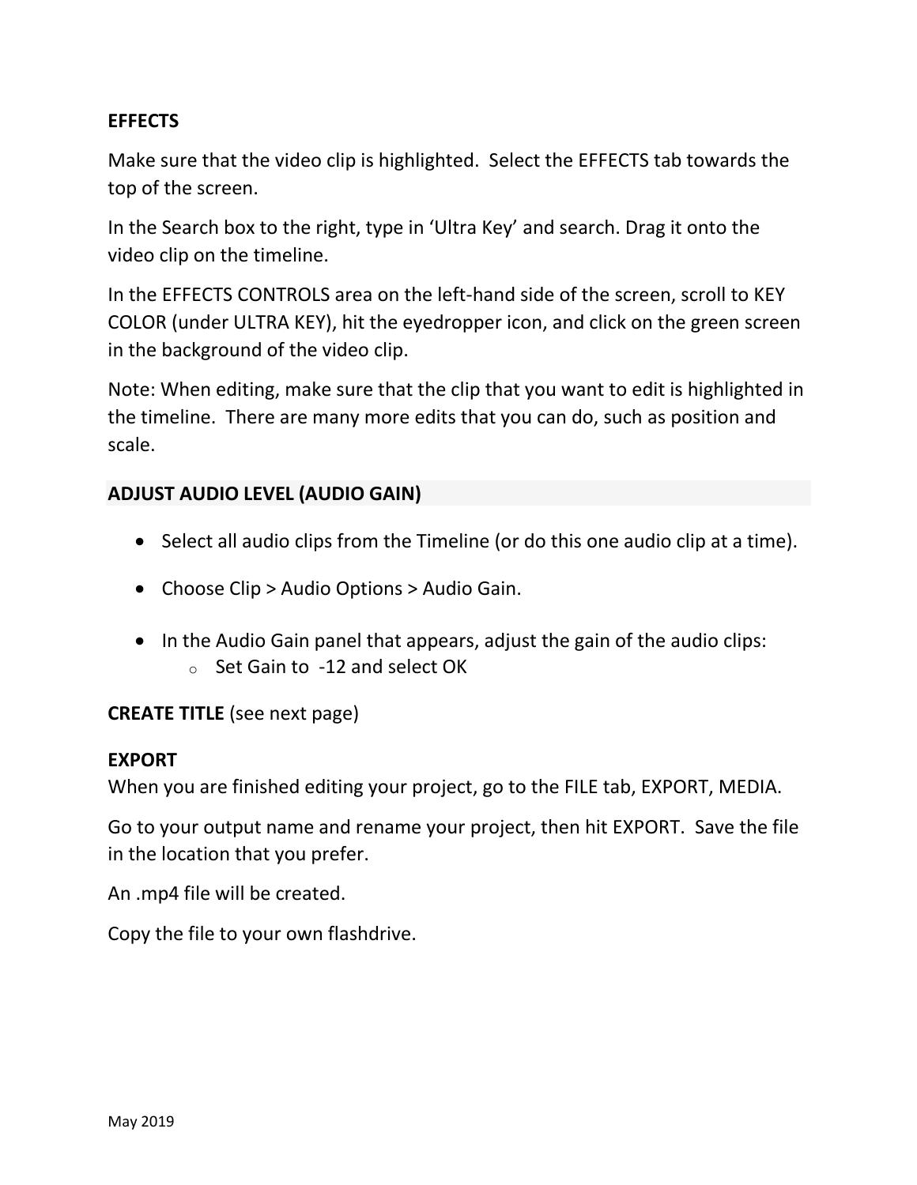**EFFECTS**

Make sure that the video clip is highlighted. Select the EFFECTS tab towards the top of the screen.

In the Search box to the right, type in 'Ultra Key' and search. Drag it onto the video clip on the timeline.

In the EFFECTS CONTROLS area on the left-hand side of the screen, scroll to KEY COLOR (under ULTRA KEY), hit the eyedropper icon, and click on the green screen in the background of the video clip.

Note: When editing, make sure that the clip that you want to edit is highlighted in the timeline. There are many more edits that you can do, such as position and scale.

**ADJUST AUDIO LEVEL (AUDIO GAIN)**

- Select all audio clips from the Timeline (or do this one audio clip at a time).
- Choose Clip > Audio Options > Audio Gain.
- In the Audio Gain panel that appears, adjust the gain of the audio clips:
    - Set Gain to -12 and select OK

**CREATE TITLE** (see next page)

**EXPORT**

When you are finished editing your project, go to the FILE tab, EXPORT, MEDIA.

Go to your output name and rename your project, then hit EXPORT. Save the file in the location that you prefer.

An .mp4 file will be created.

Copy the file to your own flashdrive.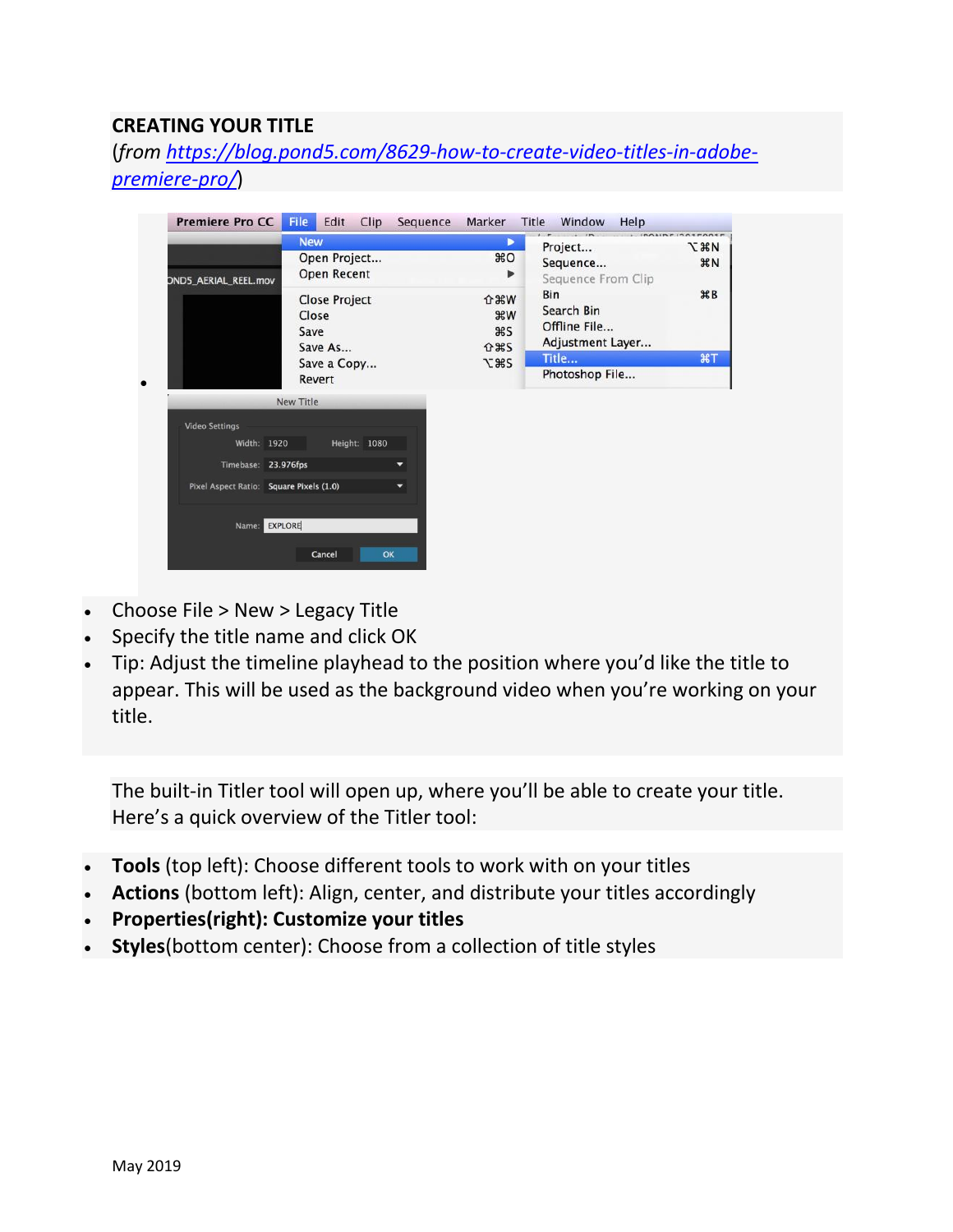**CREATING YOUR TITLE**

(*from* [https://blog.pond5.com/8629-how-to-create-video-titles-in-adobe-premiere-pro/](https://blog.pond5.com/8629-how-to-create-video-titles-in-adobe-premiere-pro/))

- Choose File > New > Legacy Title
- Specify the title name and click OK
- Tip: Adjust the timeline playhead to the position where you'd like the title to appear. This will be used as the background video when you're working on your title.

The built-in Titler tool will open up, where you'll be able to create your title. Here's a quick overview of the Titler tool:

- **Tools** (top left): Choose different tools to work with on your titles
- **Actions** (bottom left): Align, center, and distribute your titles accordingly
- **Properties(right): Customize your titles**
- **Styles**(bottom center): Choose from a collection of title styles

May 2019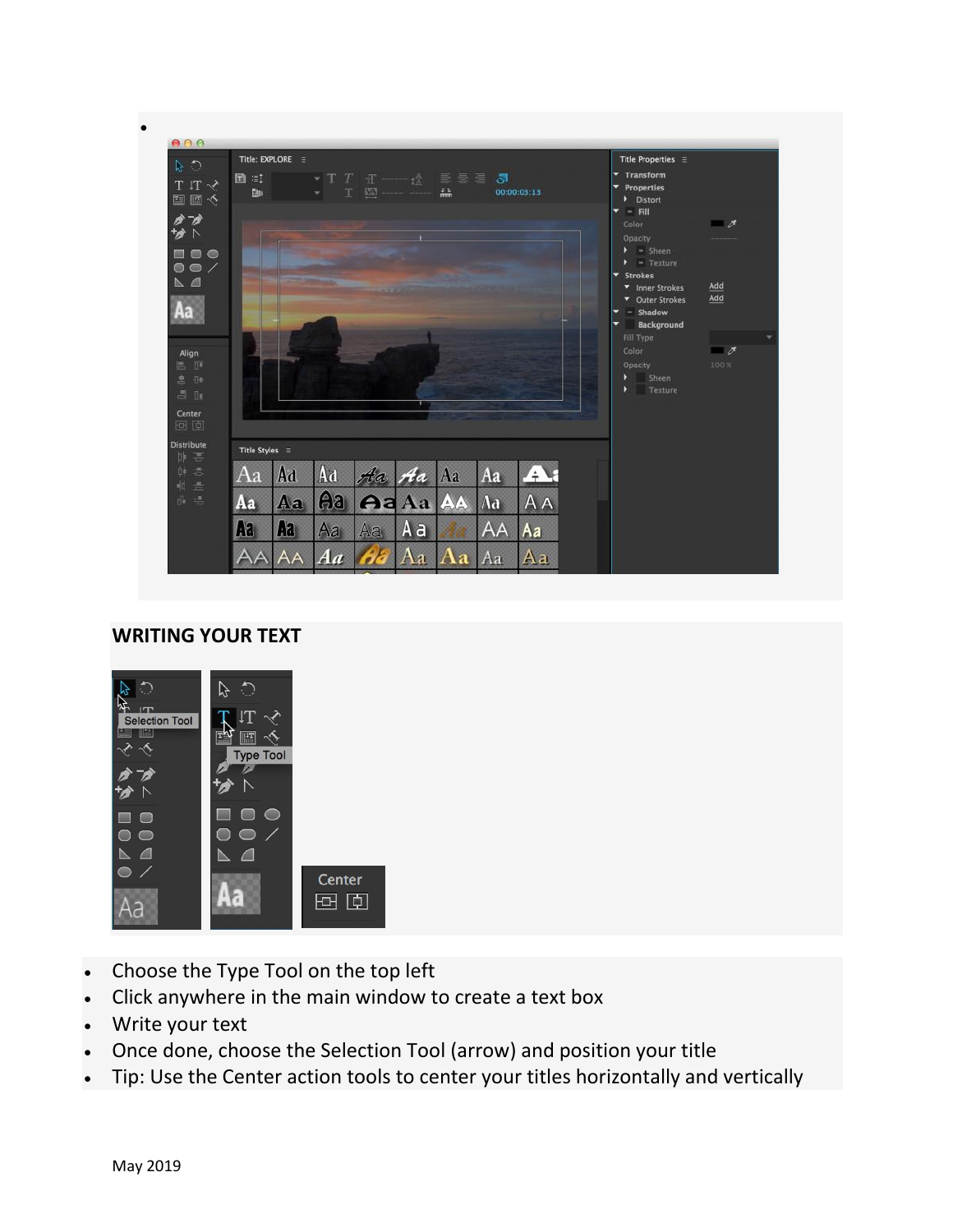## WRITING YOUR TEXT

- Choose the Type Tool on the top left
- Click anywhere in the main window to create a text box
- Write your text
- Once done, choose the Selection Tool (arrow) and position your title
- Tip: Use the Center action tools to center your titles horizontally and vertically

May 2019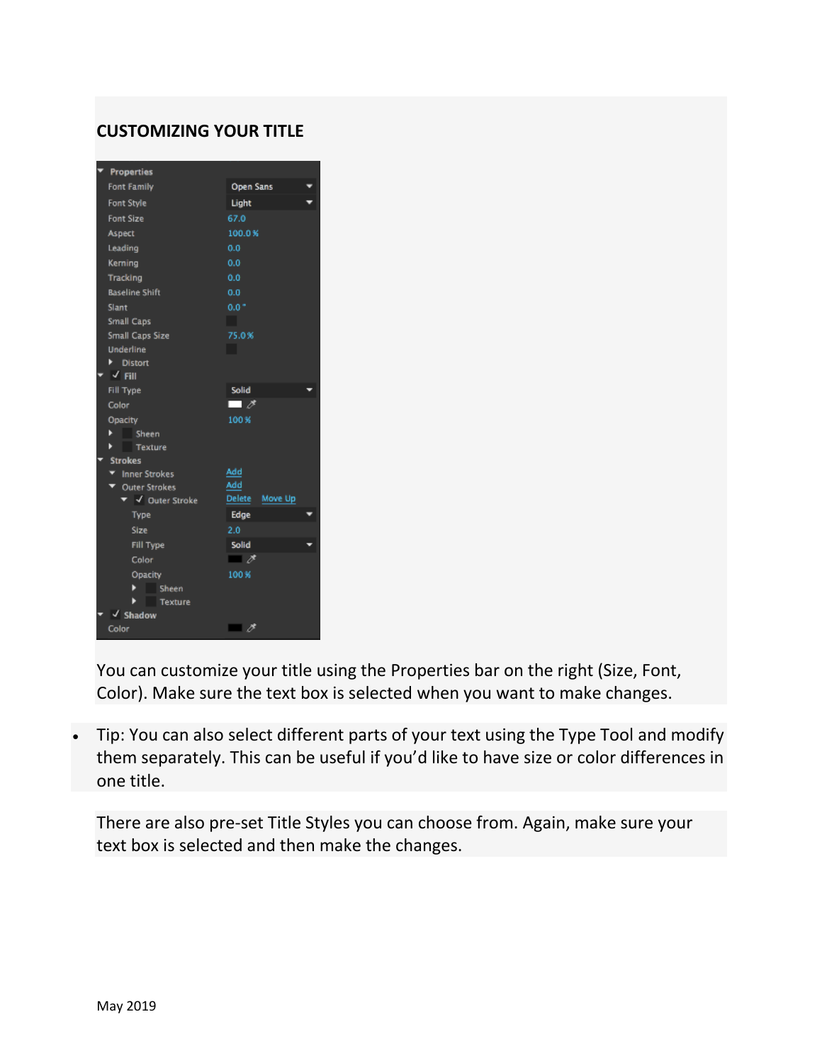## CUSTOMIZING YOUR TITLE

You can customize your title using the Properties bar on the right (Size, Font, Color). Make sure the text box is selected when you want to make changes.

- Tip: You can also select different parts of your text using the Type Tool and modify them separately. This can be useful if you'd like to have size or color differences in one title.

There are also pre-set Title Styles you can choose from. Again, make sure your text box is selected and then make the changes.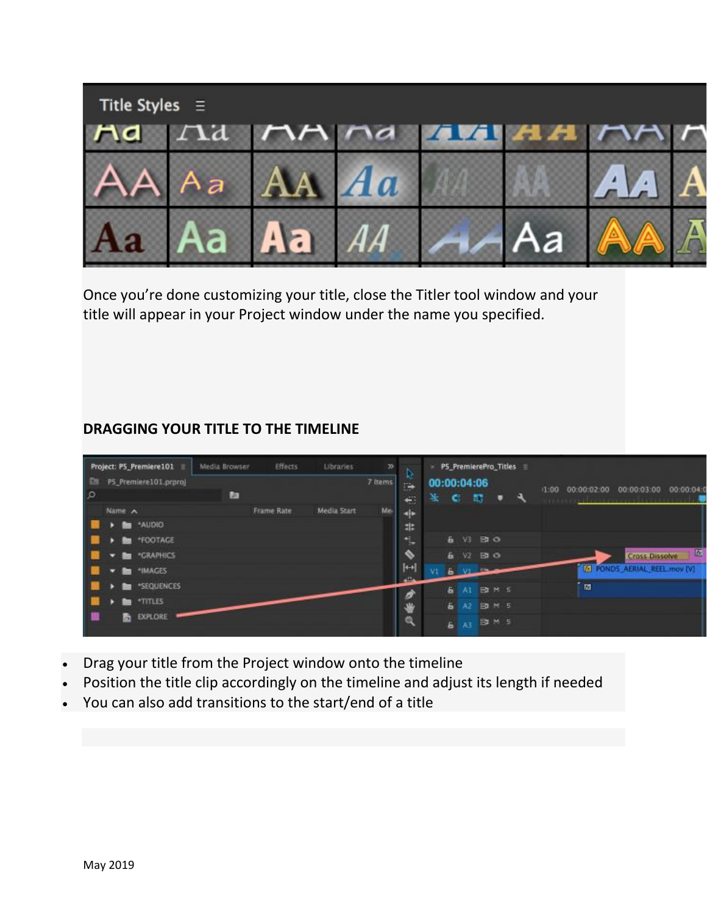Once you're done customizing your title, close the Titler tool window and your title will appear in your Project window under the name you specified.

**DRAGGING YOUR TITLE TO THE TIMELINE**

- Drag your title from the Project window onto the timeline
- Position the title clip accordingly on the timeline and adjust its length if needed
- You can also add transitions to the start/end of a title

May 2019